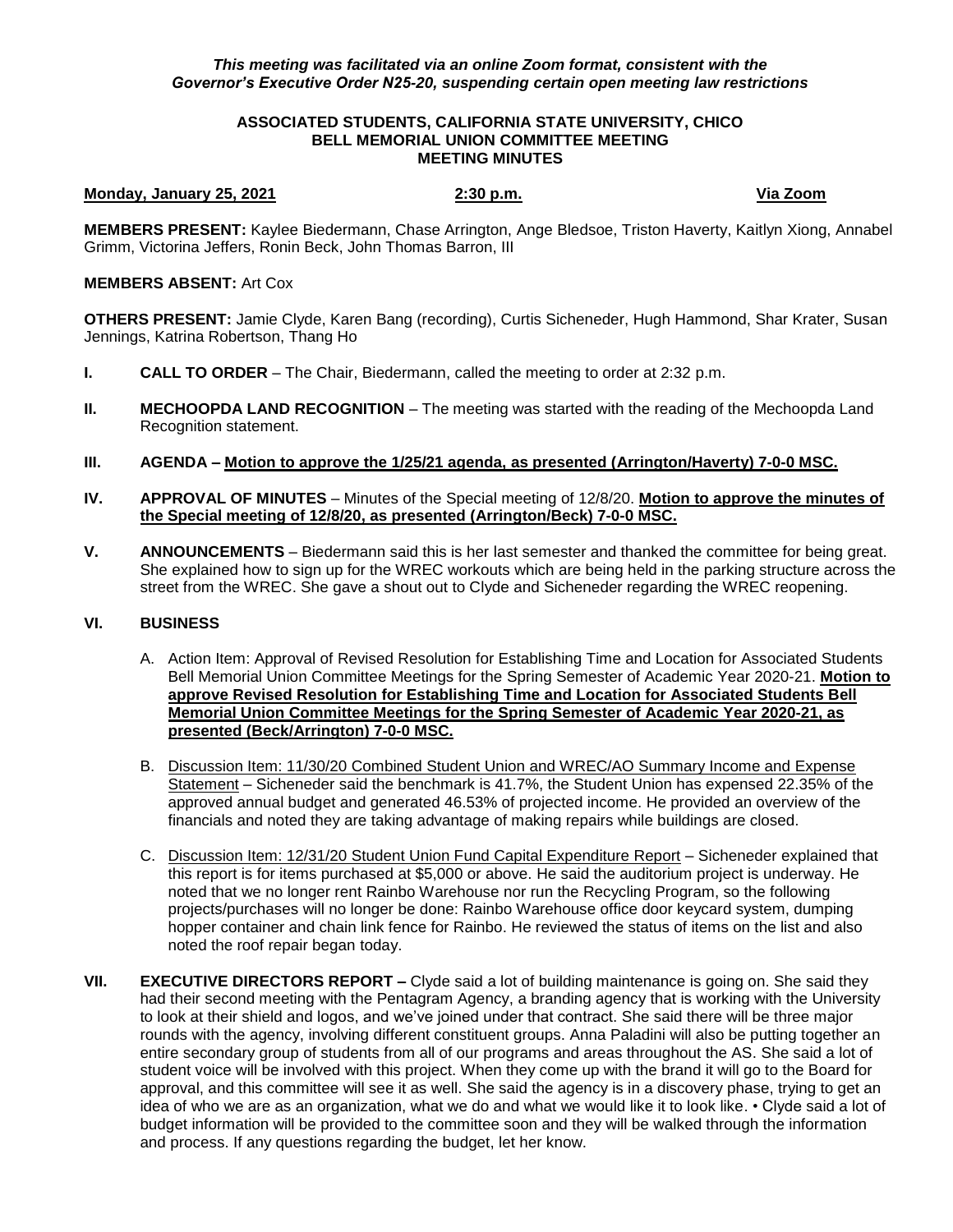***This meeting was facilitated via an online Zoom format, consistent with the Governor's Executive Order N25-20, suspending certain open meeting law restrictions***

**ASSOCIATED STUDENTS, CALIFORNIA STATE UNIVERSITY, CHICO**
**BELL MEMORIAL UNION COMMITTEE MEETING**
**MEETING MINUTES**

**Monday, January 25, 2021** **2:30 p.m.** **Via Zoom**

**MEMBERS PRESENT:** Kaylee Biedermann, Chase Arrington, Ange Bledsoe, Triston Haverty, Kaitlyn Xiong, Annabel Grimm, Victorina Jeffers, Ronin Beck, John Thomas Barron, III

**MEMBERS ABSENT:** Art Cox

**OTHERS PRESENT:** Jamie Clyde, Karen Bang (recording), Curtis Sicheneder, Hugh Hammond, Shar Krater, Susan Jennings, Katrina Robertson, Thang Ho

**I. CALL TO ORDER** – The Chair, Biedermann, called the meeting to order at 2:32 p.m.

**II. MECHOOPDA LAND RECOGNITION** – The meeting was started with the reading of the Mechoopda Land Recognition statement.

**III. AGENDA – Motion to approve the 1/25/21 agenda, as presented (Arrington/Haverty) 7-0-0 MSC.**

**IV. APPROVAL OF MINUTES** – Minutes of the Special meeting of 12/8/20. **Motion to approve the minutes of the Special meeting of 12/8/20, as presented (Arrington/Beck) 7-0-0 MSC.**

**V. ANNOUNCEMENTS** – Biedermann said this is her last semester and thanked the committee for being great. She explained how to sign up for the WREC workouts which are being held in the parking structure across the street from the WREC. She gave a shout out to Clyde and Sicheneder regarding the WREC reopening.

**VI. BUSINESS**

A. Action Item: Approval of Revised Resolution for Establishing Time and Location for Associated Students Bell Memorial Union Committee Meetings for the Spring Semester of Academic Year 2020-21. **Motion to approve Revised Resolution for Establishing Time and Location for Associated Students Bell Memorial Union Committee Meetings for the Spring Semester of Academic Year 2020-21, as presented (Beck/Arrington) 7-0-0 MSC.**

B. Discussion Item: 11/30/20 Combined Student Union and WREC/AO Summary Income and Expense Statement – Sicheneder said the benchmark is 41.7%, the Student Union has expensed 22.35% of the approved annual budget and generated 46.53% of projected income. He provided an overview of the financials and noted they are taking advantage of making repairs while buildings are closed.

C. Discussion Item: 12/31/20 Student Union Fund Capital Expenditure Report – Sicheneder explained that this report is for items purchased at $5,000 or above. He said the auditorium project is underway. He noted that we no longer rent Rainbo Warehouse nor run the Recycling Program, so the following projects/purchases will no longer be done: Rainbo Warehouse office door keycard system, dumping hopper container and chain link fence for Rainbo. He reviewed the status of items on the list and also noted the roof repair began today.

**VII. EXECUTIVE DIRECTORS REPORT –** Clyde said a lot of building maintenance is going on. She said they had their second meeting with the Pentagram Agency, a branding agency that is working with the University to look at their shield and logos, and we've joined under that contract. She said there will be three major rounds with the agency, involving different constituent groups. Anna Paladini will also be putting together an entire secondary group of students from all of our programs and areas throughout the AS. She said a lot of student voice will be involved with this project. When they come up with the brand it will go to the Board for approval, and this committee will see it as well. She said the agency is in a discovery phase, trying to get an idea of who we are as an organization, what we do and what we would like it to look like. • Clyde said a lot of budget information will be provided to the committee soon and they will be walked through the information and process. If any questions regarding the budget, let her know.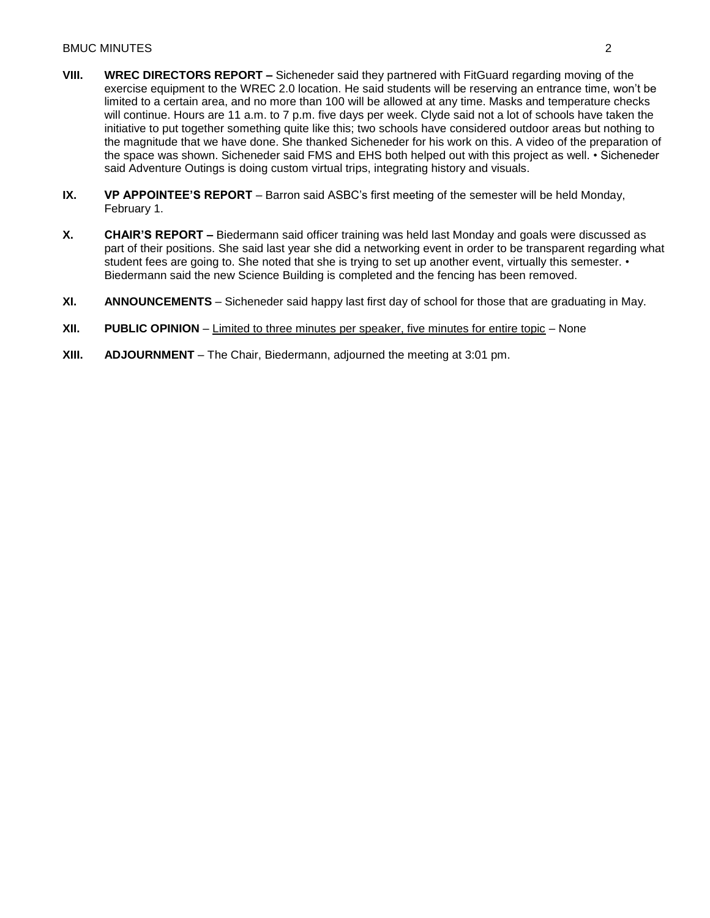**VIII. WREC DIRECTORS REPORT –** Sicheneder said they partnered with FitGuard regarding moving of the exercise equipment to the WREC 2.0 location. He said students will be reserving an entrance time, won't be limited to a certain area, and no more than 100 will be allowed at any time. Masks and temperature checks will continue. Hours are 11 a.m. to 7 p.m. five days per week. Clyde said not a lot of schools have taken the initiative to put together something quite like this; two schools have considered outdoor areas but nothing to the magnitude that we have done. She thanked Sicheneder for his work on this. A video of the preparation of the space was shown. Sicheneder said FMS and EHS both helped out with this project as well. • Sicheneder said Adventure Outings is doing custom virtual trips, integrating history and visuals.

**IX. VP APPOINTEE'S REPORT** – Barron said ASBC's first meeting of the semester will be held Monday, February 1.

**X. CHAIR'S REPORT –** Biedermann said officer training was held last Monday and goals were discussed as part of their positions. She said last year she did a networking event in order to be transparent regarding what student fees are going to. She noted that she is trying to set up another event, virtually this semester. • Biedermann said the new Science Building is completed and the fencing has been removed.

**XI. ANNOUNCEMENTS** – Sicheneder said happy last first day of school for those that are graduating in May.

**XII. PUBLIC OPINION** – Limited to three minutes per speaker, five minutes for entire topic – None

**XIII. ADJOURNMENT** – The Chair, Biedermann, adjourned the meeting at 3:01 pm.